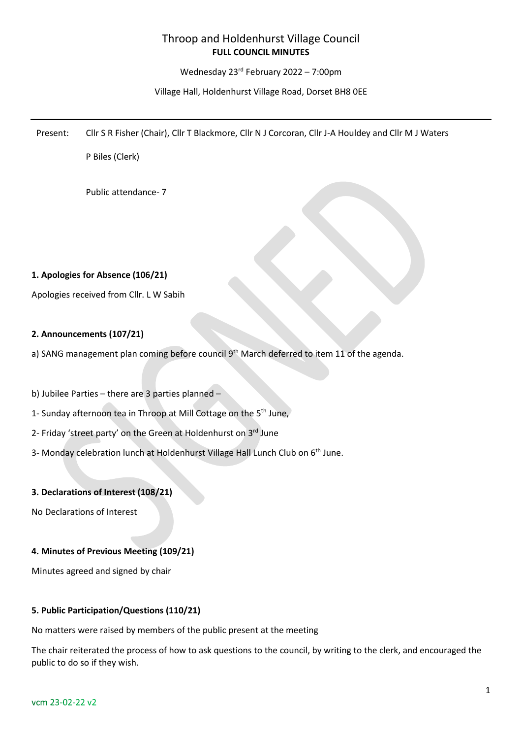# Throop and Holdenhurst Village Council

## FULL COUNCIL MINUTES

Wednesday 23rd February 2022 – 7:00pm

Village Hall, Holdenhurst Village Road, Dorset BH8 0EE

---

Present: Cllr S R Fisher (Chair), Cllr T Blackmore, Cllr N J Corcoran, Cllr J-A Houldey and Cllr M J Waters

P Biles (Clerk)

Public attendance- 7

### 1. Apologies for Absence (106/21)

Apologies received from Cllr. L W Sabih

### 2. Announcements (107/21)

a) SANG management plan coming before council 9th March deferred to item 11 of the agenda.

b) Jubilee Parties – there are 3 parties planned –

1- Sunday afternoon tea in Throop at Mill Cottage on the 5th June,

2- Friday 'street party' on the Green at Holdenhurst on 3rd June

3- Monday celebration lunch at Holdenhurst Village Hall Lunch Club on 6th June.

### 3. Declarations of Interest (108/21)

No Declarations of Interest

### 4. Minutes of Previous Meeting (109/21)

Minutes agreed and signed by chair

### 5. Public Participation/Questions (110/21)

No matters were raised by members of the public present at the meeting

The chair reiterated the process of how to ask questions to the council, by writing to the clerk, and encouraged the public to do so if they wish.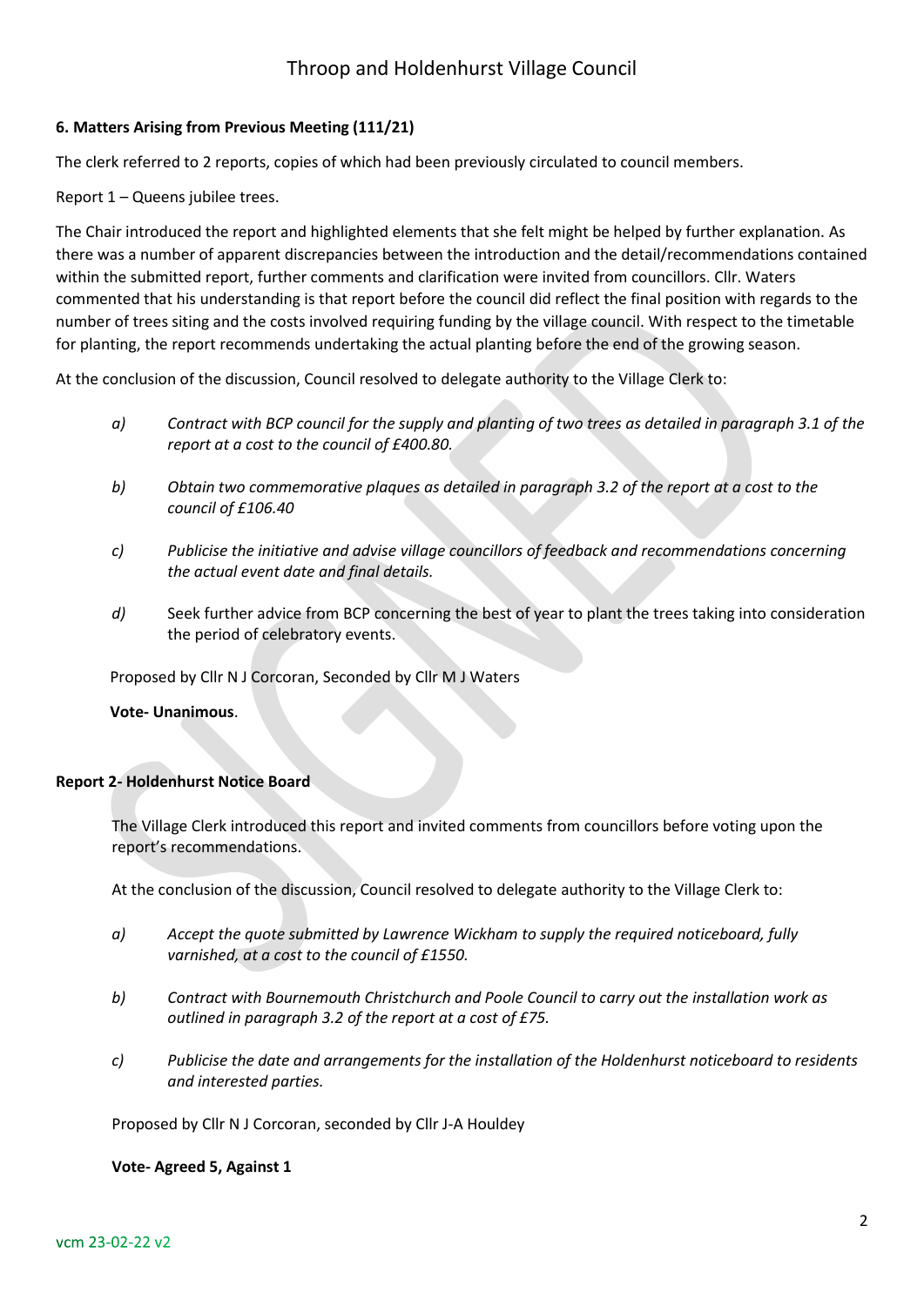**6. Matters Arising from Previous Meeting (111/21)**

The clerk referred to 2 reports, copies of which had been previously circulated to council members.

Report 1 – Queens jubilee trees.

The Chair introduced the report and highlighted elements that she felt might be helped by further explanation. As there was a number of apparent discrepancies between the introduction and the detail/recommendations contained within the submitted report, further comments and clarification were invited from councillors. Cllr. Waters commented that his understanding is that report before the council did reflect the final position with regards to the number of trees siting and the costs involved requiring funding by the village council. With respect to the timetable for planting, the report recommends undertaking the actual planting before the end of the growing season.

At the conclusion of the discussion, Council resolved to delegate authority to the Village Clerk to:

- *a) Contract with BCP council for the supply and planting of two trees as detailed in paragraph 3.1 of the report at a cost to the council of £400.80.*
- *b) Obtain two commemorative plaques as detailed in paragraph 3.2 of the report at a cost to the council of £106.40*
- *c) Publicise the initiative and advise village councillors of feedback and recommendations concerning the actual event date and final details.*
- *d)* Seek further advice from BCP concerning the best of year to plant the trees taking into consideration the period of celebratory events.

Proposed by Cllr N J Corcoran, Seconded by Cllr M J Waters

**Vote- Unanimous**.

**Report 2- Holdenhurst Notice Board**

The Village Clerk introduced this report and invited comments from councillors before voting upon the report's recommendations.

At the conclusion of the discussion, Council resolved to delegate authority to the Village Clerk to:

- *a) Accept the quote submitted by Lawrence Wickham to supply the required noticeboard, fully varnished, at a cost to the council of £1550.*
- *b) Contract with Bournemouth Christchurch and Poole Council to carry out the installation work as outlined in paragraph 3.2 of the report at a cost of £75.*
- *c) Publicise the date and arrangements for the installation of the Holdenhurst noticeboard to residents and interested parties.*

Proposed by Cllr N J Corcoran, seconded by Cllr J-A Houldey

**Vote- Agreed 5, Against 1**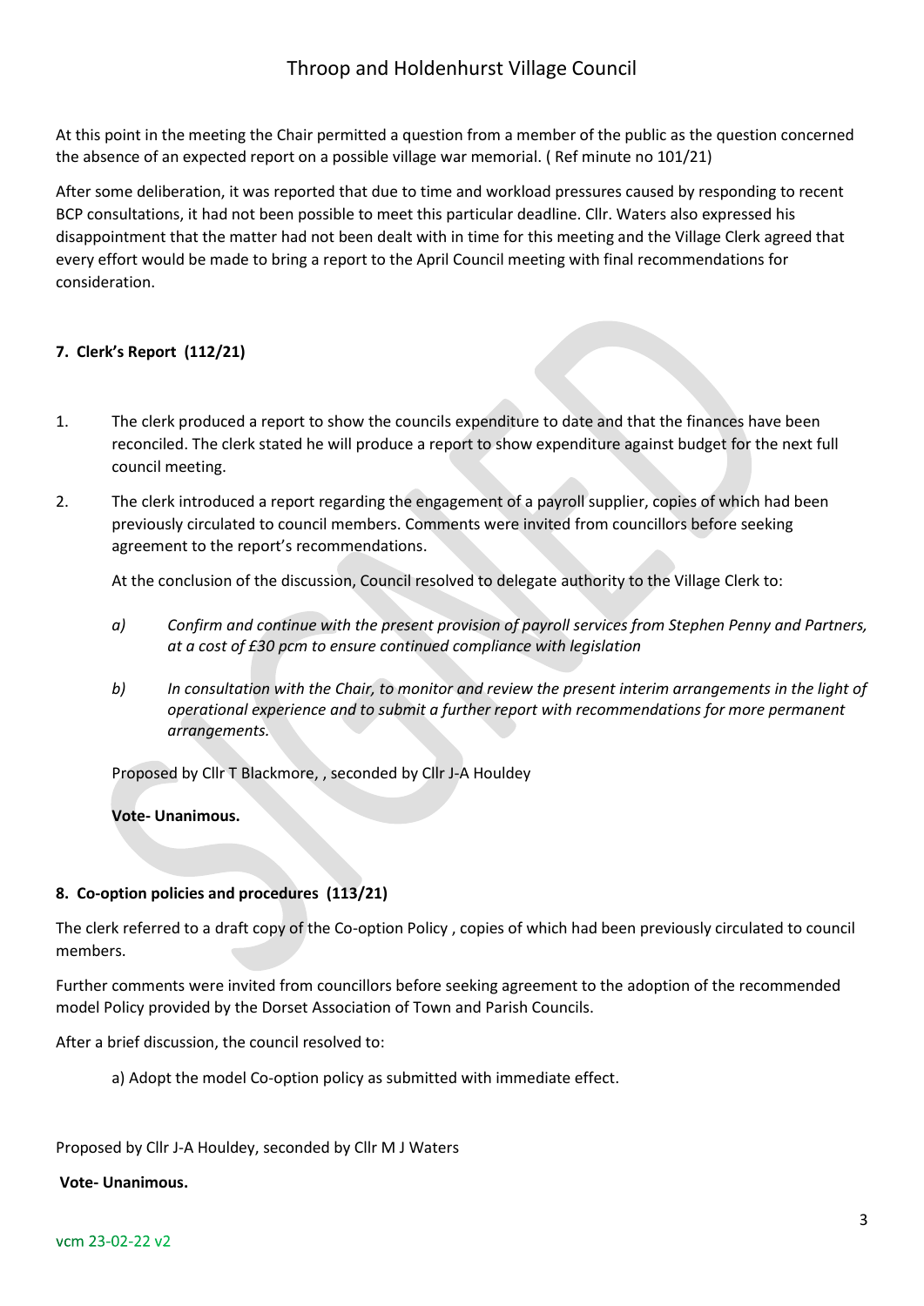At this point in the meeting the Chair permitted a question from a member of the public as the question concerned the absence of an expected report on a possible village war memorial. ( Ref minute no 101/21)

After some deliberation, it was reported that due to time and workload pressures caused by responding to recent BCP consultations, it had not been possible to meet this particular deadline. Cllr. Waters also expressed his disappointment that the matter had not been dealt with in time for this meeting and the Village Clerk agreed that every effort would be made to bring a report to the April Council meeting with final recommendations for consideration.

**7. Clerk's Report (112/21)**

1. The clerk produced a report to show the councils expenditure to date and that the finances have been reconciled. The clerk stated he will produce a report to show expenditure against budget for the next full council meeting.

2. The clerk introduced a report regarding the engagement of a payroll supplier, copies of which had been previously circulated to council members. Comments were invited from councillors before seeking agreement to the report's recommendations.

   At the conclusion of the discussion, Council resolved to delegate authority to the Village Clerk to:

   *a) Confirm and continue with the present provision of payroll services from Stephen Penny and Partners, at a cost of £30 pcm to ensure continued compliance with legislation*

   *b) In consultation with the Chair, to monitor and review the present interim arrangements in the light of operational experience and to submit a further report with recommendations for more permanent arrangements.*

   Proposed by Cllr T Blackmore, , seconded by Cllr J-A Houldey

   **Vote- Unanimous.**

**8. Co-option policies and procedures (113/21)**

The clerk referred to a draft copy of the Co-option Policy , copies of which had been previously circulated to council members.

Further comments were invited from councillors before seeking agreement to the adoption of the recommended model Policy provided by the Dorset Association of Town and Parish Councils.

After a brief discussion, the council resolved to:

a) Adopt the model Co-option policy as submitted with immediate effect.

Proposed by Cllr J-A Houldey, seconded by Cllr M J Waters

**Vote- Unanimous.**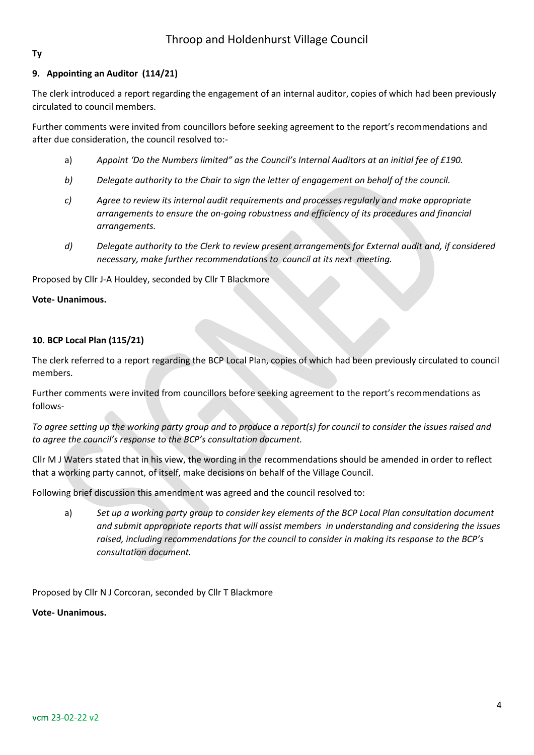**Ty**

**9. Appointing an Auditor (114/21)**

The clerk introduced a report regarding the engagement of an internal auditor, copies of which had been previously circulated to council members.

Further comments were invited from councillors before seeking agreement to the report's recommendations and after due consideration, the council resolved to:-

a) *Appoint 'Do the Numbers limited" as the Council's Internal Auditors at an initial fee of £190.*

*b) Delegate authority to the Chair to sign the letter of engagement on behalf of the council.*

*c) Agree to review its internal audit requirements and processes regularly and make appropriate arrangements to ensure the on-going robustness and efficiency of its procedures and financial arrangements.*

*d) Delegate authority to the Clerk to review present arrangements for External audit and, if considered necessary, make further recommendations to council at its next meeting.*

Proposed by Cllr J-A Houldey, seconded by Cllr T Blackmore

**Vote- Unanimous.**

**10. BCP Local Plan (115/21)**

The clerk referred to a report regarding the BCP Local Plan, copies of which had been previously circulated to council members.

Further comments were invited from councillors before seeking agreement to the report's recommendations as follows-

*To agree setting up the working party group and to produce a report(s) for council to consider the issues raised and to agree the council's response to the BCP's consultation document.*

Cllr M J Waters stated that in his view, the wording in the recommendations should be amended in order to reflect that a working party cannot, of itself, make decisions on behalf of the Village Council.

Following brief discussion this amendment was agreed and the council resolved to:

a) *Set up a working party group to consider key elements of the BCP Local Plan consultation document and submit appropriate reports that will assist members in understanding and considering the issues raised, including recommendations for the council to consider in making its response to the BCP's consultation document.*

Proposed by Cllr N J Corcoran, seconded by Cllr T Blackmore

**Vote- Unanimous.**

vcm 23-02-22 v2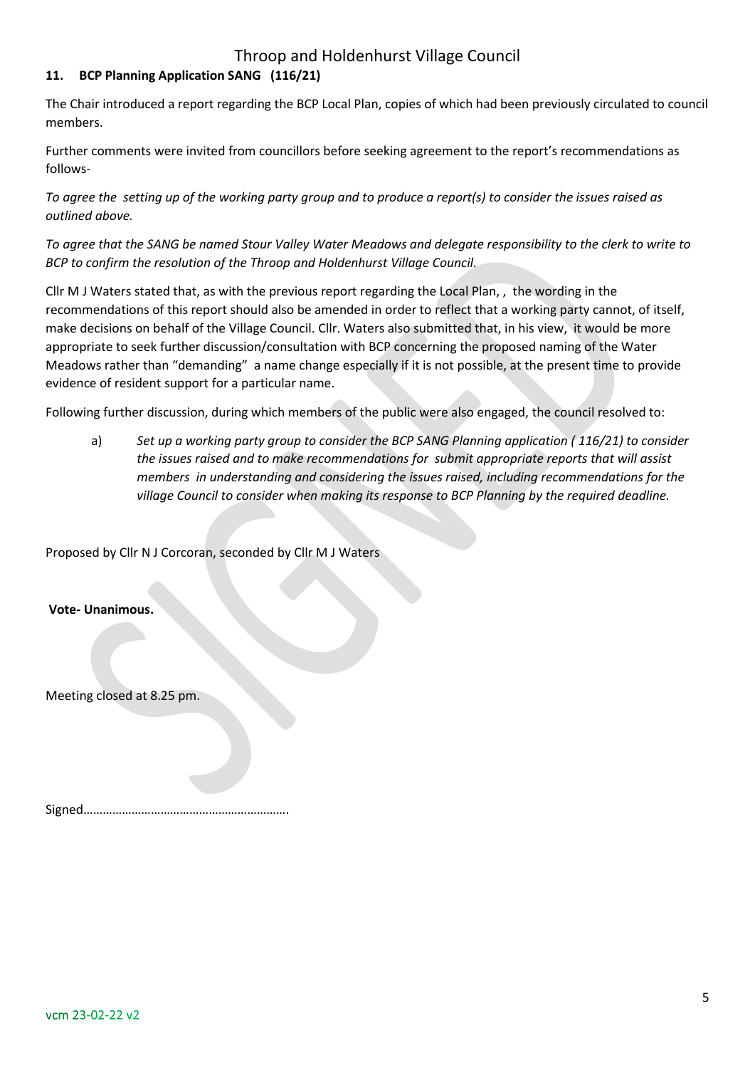### 11. BCP Planning Application SANG (116/21)

The Chair introduced a report regarding the BCP Local Plan, copies of which had been previously circulated to council members.

Further comments were invited from councillors before seeking agreement to the report's recommendations as follows-

*To agree the setting up of the working party group and to produce a report(s) to consider the issues raised as outlined above.*

*To agree that the SANG be named Stour Valley Water Meadows and delegate responsibility to the clerk to write to BCP to confirm the resolution of the Throop and Holdenhurst Village Council.*

Cllr M J Waters stated that, as with the previous report regarding the Local Plan, , the wording in the recommendations of this report should also be amended in order to reflect that a working party cannot, of itself, make decisions on behalf of the Village Council. Cllr. Waters also submitted that, in his view, it would be more appropriate to seek further discussion/consultation with BCP concerning the proposed naming of the Water Meadows rather than "demanding" a name change especially if it is not possible, at the present time to provide evidence of resident support for a particular name.

Following further discussion, during which members of the public were also engaged, the council resolved to:

a) *Set up a working party group to consider the BCP SANG Planning application ( 116/21) to consider the issues raised and to make recommendations for submit appropriate reports that will assist members in understanding and considering the issues raised, including recommendations for the village Council to consider when making its response to BCP Planning by the required deadline.*

Proposed by Cllr N J Corcoran, seconded by Cllr M J Waters

**Vote- Unanimous.**

Meeting closed at 8.25 pm.

Signed…………………………………………………….

vcm 23-02-22 v2